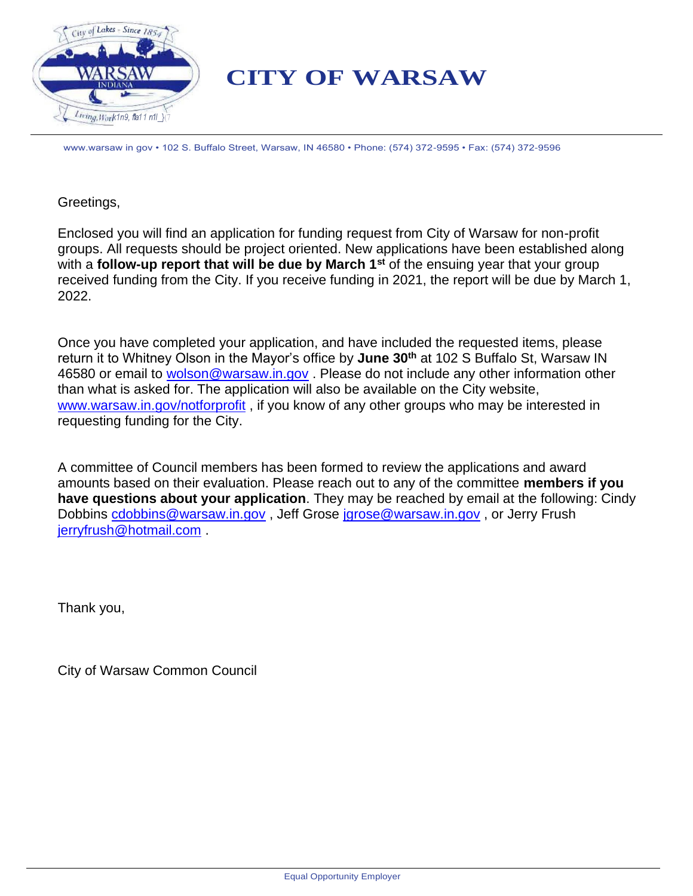# CITY OF WARSAW

www.warsaw in gov • 102 S. Buffalo Street, Warsaw, IN 46580 • Phone: (574) 372-9595 • Fax: (574) 372-9596

Greetings,

Enclosed you will find an application for funding request from City of Warsaw for non-profit groups. All requests should be project oriented. New applications have been established along with a **follow-up report that will be due by March 1st** of the ensuing year that your group received funding from the City. If you receive funding in 2021, the report will be due by March 1, 2022.

Once you have completed your application, and have included the requested items, please return it to Whitney Olson in the Mayor's office by **June 30th** at 102 S Buffalo St, Warsaw IN 46580 or email to wolson@warsaw.in.gov . Please do not include any other information other than what is asked for. The application will also be available on the City website, www.warsaw.in.gov/notforprofit , if you know of any other groups who may be interested in requesting funding for the City.

A committee of Council members has been formed to review the applications and award amounts based on their evaluation. Please reach out to any of the committee **members if you have questions about your application**. They may be reached by email at the following: Cindy Dobbins cdobbins@warsaw.in.gov , Jeff Grose jgrose@warsaw.in.gov , or Jerry Frush jerryfrush@hotmail.com .

Thank you,

City of Warsaw Common Council

Equal Opportunity Employer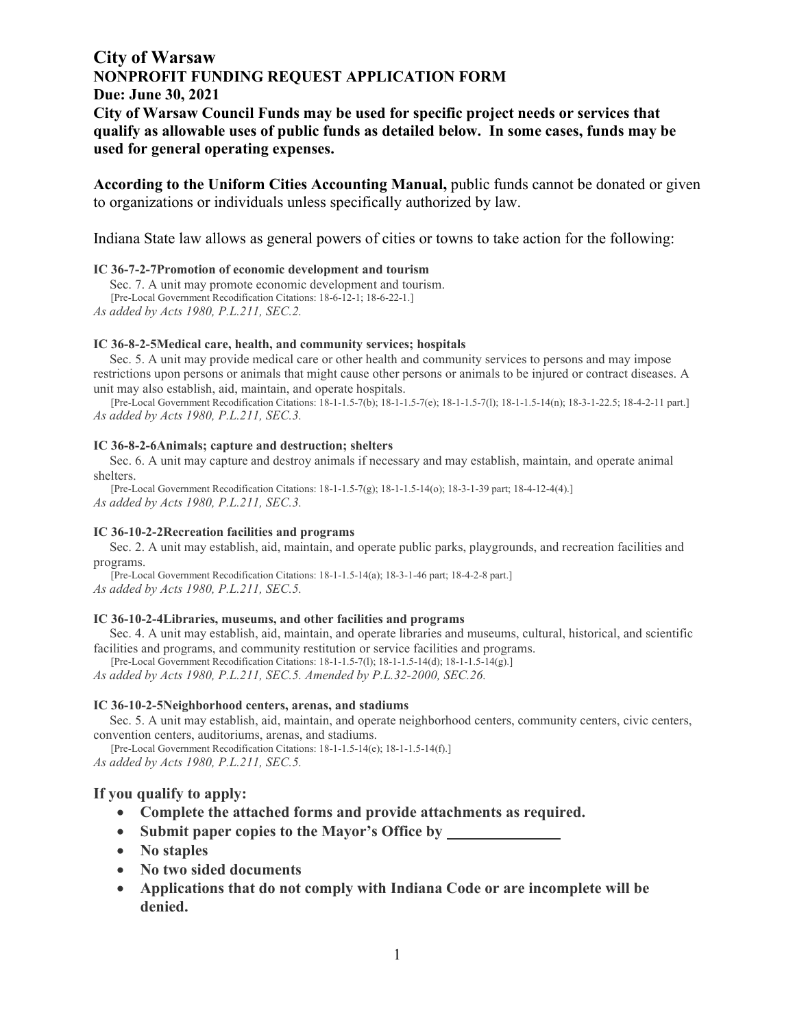# City of Warsaw

## NONPROFIT FUNDING REQUEST APPLICATION FORM

**Due: June 30, 2021**

**City of Warsaw Council Funds may be used for specific project needs or services that qualify as allowable uses of public funds as detailed below. In some cases, funds may be used for general operating expenses.**

**According to the Uniform Cities Accounting Manual,** public funds cannot be donated or given to organizations or individuals unless specifically authorized by law.

Indiana State law allows as general powers of cities or towns to take action for the following:

**IC 36-7-2-7Promotion of economic development and tourism**

Sec. 7. A unit may promote economic development and tourism.

[Pre-Local Government Recodification Citations: 18-6-12-1; 18-6-22-1.]

*As added by Acts 1980, P.L.211, SEC.2.*

**IC 36-8-2-5Medical care, health, and community services; hospitals**

Sec. 5. A unit may provide medical care or other health and community services to persons and may impose restrictions upon persons or animals that might cause other persons or animals to be injured or contract diseases. A unit may also establish, aid, maintain, and operate hospitals.

[Pre-Local Government Recodification Citations: 18-1-1.5-7(b); 18-1-1.5-7(e); 18-1-1.5-7(l); 18-1-1.5-14(n); 18-3-1-22.5; 18-4-2-11 part.]

*As added by Acts 1980, P.L.211, SEC.3.*

**IC 36-8-2-6Animals; capture and destruction; shelters**

Sec. 6. A unit may capture and destroy animals if necessary and may establish, maintain, and operate animal shelters.

[Pre-Local Government Recodification Citations: 18-1-1.5-7(g); 18-1-1.5-14(o); 18-3-1-39 part; 18-4-12-4(4).]

*As added by Acts 1980, P.L.211, SEC.3.*

**IC 36-10-2-2Recreation facilities and programs**

Sec. 2. A unit may establish, aid, maintain, and operate public parks, playgrounds, and recreation facilities and programs.

[Pre-Local Government Recodification Citations: 18-1-1.5-14(a); 18-3-1-46 part; 18-4-2-8 part.]

*As added by Acts 1980, P.L.211, SEC.5.*

**IC 36-10-2-4Libraries, museums, and other facilities and programs**

Sec. 4. A unit may establish, aid, maintain, and operate libraries and museums, cultural, historical, and scientific facilities and programs, and community restitution or service facilities and programs.

[Pre-Local Government Recodification Citations: 18-1-1.5-7(l); 18-1-1.5-14(d); 18-1-1.5-14(g).]

*As added by Acts 1980, P.L.211, SEC.5. Amended by P.L.32-2000, SEC.26.*

**IC 36-10-2-5Neighborhood centers, arenas, and stadiums**

Sec. 5. A unit may establish, aid, maintain, and operate neighborhood centers, community centers, civic centers, convention centers, auditoriums, arenas, and stadiums.

[Pre-Local Government Recodification Citations: 18-1-1.5-14(e); 18-1-1.5-14(f).]

*As added by Acts 1980, P.L.211, SEC.5.*

### If you qualify to apply:

- **Complete the attached forms and provide attachments as required.**
- **Submit paper copies to the Mayor's Office by ______________**
- **No staples**
- **No two sided documents**
- **Applications that do not comply with Indiana Code or are incomplete will be denied.**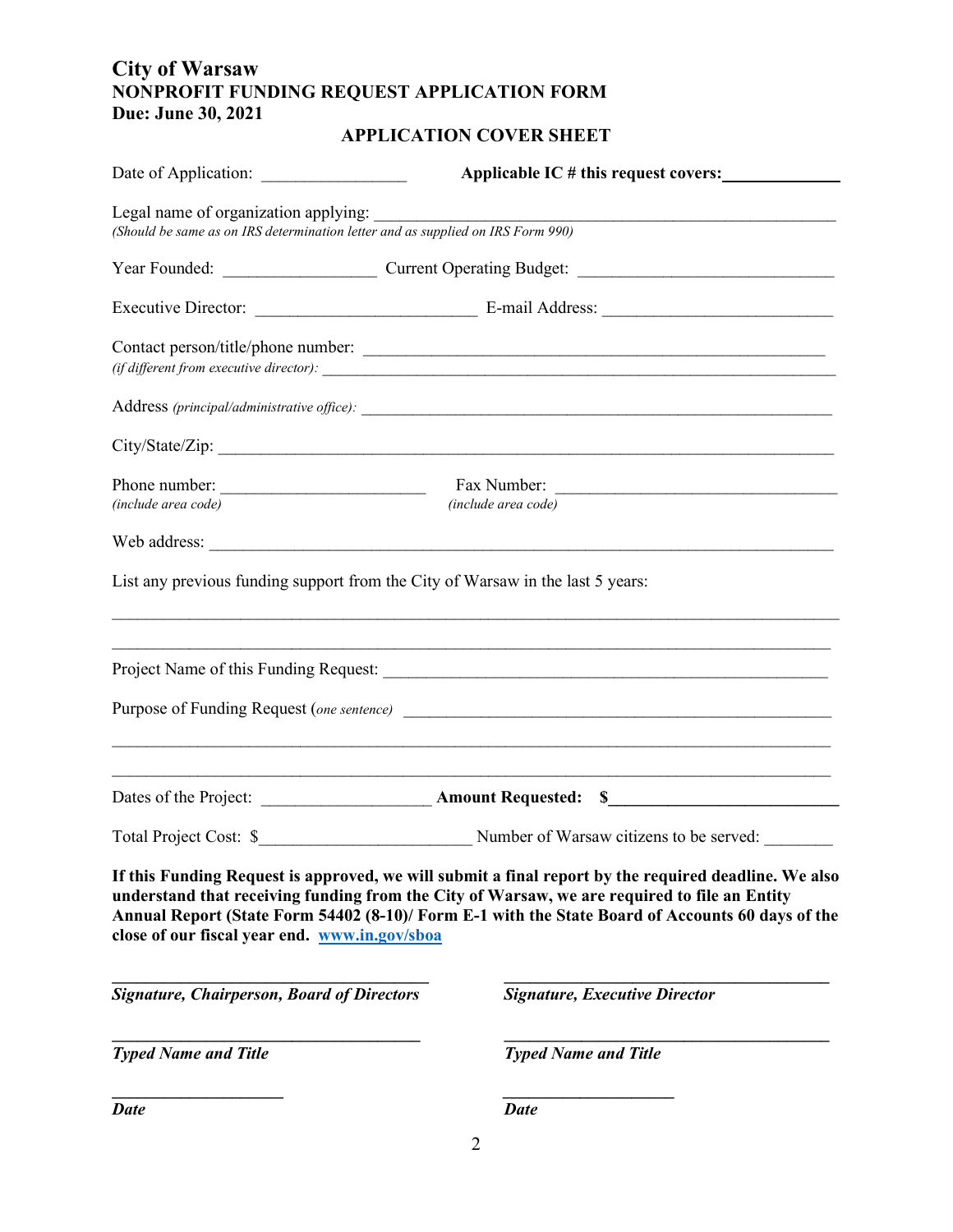# City of Warsaw
## NONPROFIT FUNDING REQUEST APPLICATION FORM
## Due: June 30, 2021

### APPLICATION COVER SHEET

Date of Application: ________________ **Applicable IC # this request covers:**____________

Legal name of organization applying: ______________________________________________________
*(Should be same as on IRS determination letter and as supplied on IRS Form 990)*

Year Founded: _________________ Current Operating Budget: _____________________________

Executive Director: _________________________ E-mail Address: __________________________

Contact person/title/phone number: _______________________________________________________
*(if different from executive director):* _______________________________________________________

Address *(principal/administrative office):* _______________________________________________________

City/State/Zip: _______________________________________________________________________

Phone number: ______________________ Fax Number: _______________________________
*(include area code)* *(include area code)*

Web address: _________________________________________________________________________

List any previous funding support from the City of Warsaw in the last 5 years:

_______________________________________________________________________________________

_______________________________________________________________________________________

Project Name of this Funding Request: _____________________________________________________

Purpose of Funding Request (*one sentence*) _________________________________________________

_______________________________________________________________________________________

_______________________________________________________________________________________

Dates of the Project: ___________________ **Amount Requested: $**_________________________

Total Project Cost: $________________________ Number of Warsaw citizens to be served: ________

**If this Funding Request is approved, we will submit a final report by the required deadline. We also understand that receiving funding from the City of Warsaw, we are required to file an Entity Annual Report (State Form 54402 (8-10)/ Form E-1 with the State Board of Accounts 60 days of the close of our fiscal year end. [www.in.gov/sboa](http://www.in.gov/sboa)**

| | |
|---|---|
| ___________________________________ | ___________________________________ |
| ***Signature, Chairperson, Board of Directors*** | ***Signature, Executive Director*** |
| ___________________________________ | ___________________________________ |
| ***Typed Name and Title*** | ***Typed Name and Title*** |
| ___________________ | ___________________ |
| ***Date*** | ***Date*** |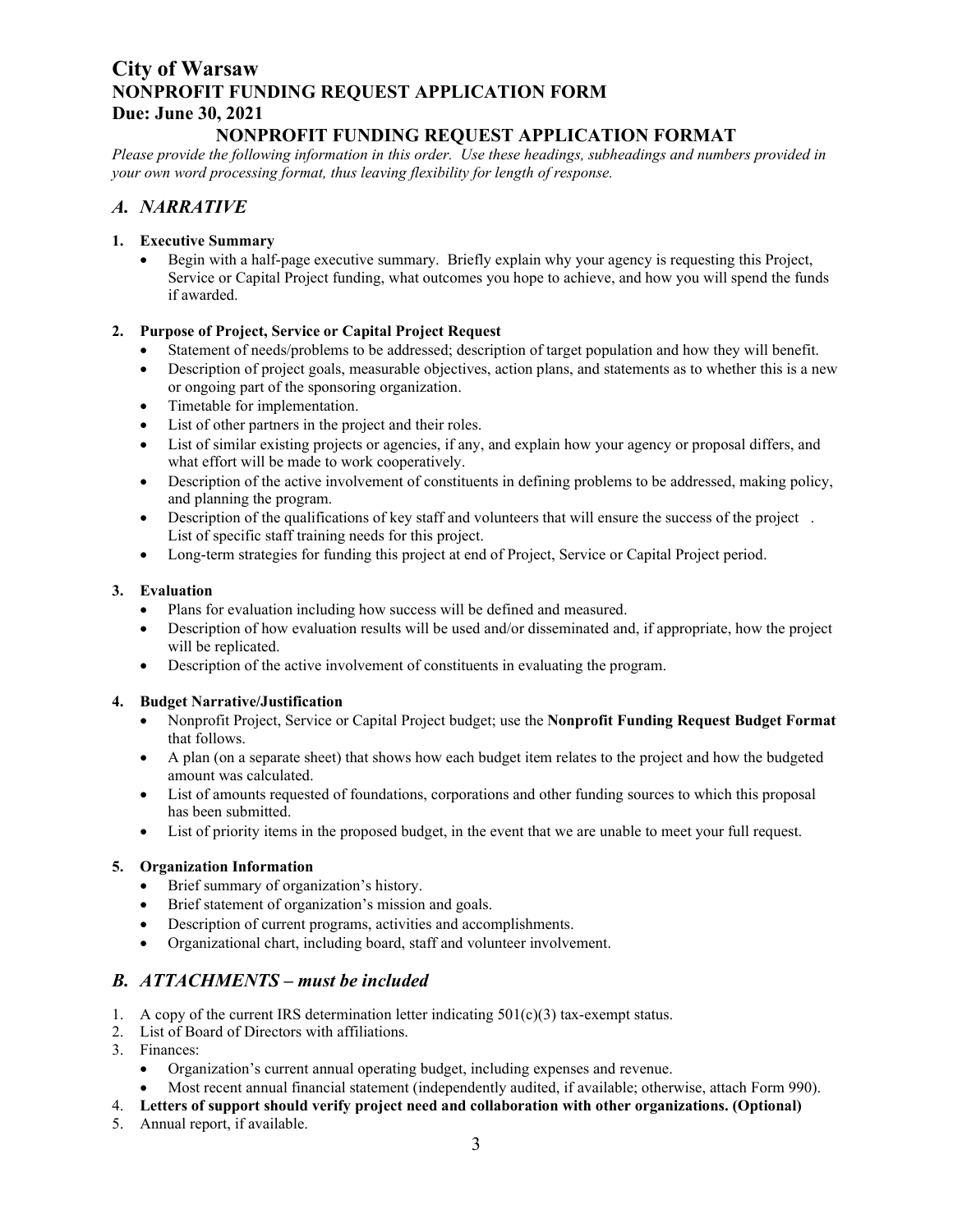# City of Warsaw
## NONPROFIT FUNDING REQUEST APPLICATION FORM
## Due: June 30, 2021

### NONPROFIT FUNDING REQUEST APPLICATION FORMAT

*Please provide the following information in this order. Use these headings, subheadings and numbers provided in your own word processing format, thus leaving flexibility for length of response.*

## *A. NARRATIVE*

**1. Executive Summary**

- Begin with a half-page executive summary. Briefly explain why your agency is requesting this Project, Service or Capital Project funding, what outcomes you hope to achieve, and how you will spend the funds if awarded.

**2. Purpose of Project, Service or Capital Project Request**

- Statement of needs/problems to be addressed; description of target population and how they will benefit.
- Description of project goals, measurable objectives, action plans, and statements as to whether this is a new or ongoing part of the sponsoring organization.
- Timetable for implementation.
- List of other partners in the project and their roles.
- List of similar existing projects or agencies, if any, and explain how your agency or proposal differs, and what effort will be made to work cooperatively.
- Description of the active involvement of constituents in defining problems to be addressed, making policy, and planning the program.
- Description of the qualifications of key staff and volunteers that will ensure the success of the project . List of specific staff training needs for this project.
- Long-term strategies for funding this project at end of Project, Service or Capital Project period.

**3. Evaluation**

- Plans for evaluation including how success will be defined and measured.
- Description of how evaluation results will be used and/or disseminated and, if appropriate, how the project will be replicated.
- Description of the active involvement of constituents in evaluating the program.

**4. Budget Narrative/Justification**

- Nonprofit Project, Service or Capital Project budget; use the **Nonprofit Funding Request Budget Format** that follows.
- A plan (on a separate sheet) that shows how each budget item relates to the project and how the budgeted amount was calculated.
- List of amounts requested of foundations, corporations and other funding sources to which this proposal has been submitted.
- List of priority items in the proposed budget, in the event that we are unable to meet your full request.

**5. Organization Information**

- Brief summary of organization's history.
- Brief statement of organization's mission and goals.
- Description of current programs, activities and accomplishments.
- Organizational chart, including board, staff and volunteer involvement.

## *B. ATTACHMENTS – must be included*

1. A copy of the current IRS determination letter indicating 501(c)(3) tax-exempt status.
2. List of Board of Directors with affiliations.
3. Finances:
   - Organization's current annual operating budget, including expenses and revenue.
   - Most recent annual financial statement (independently audited, if available; otherwise, attach Form 990).
4. **Letters of support should verify project need and collaboration with other organizations. (Optional)**
5. Annual report, if available.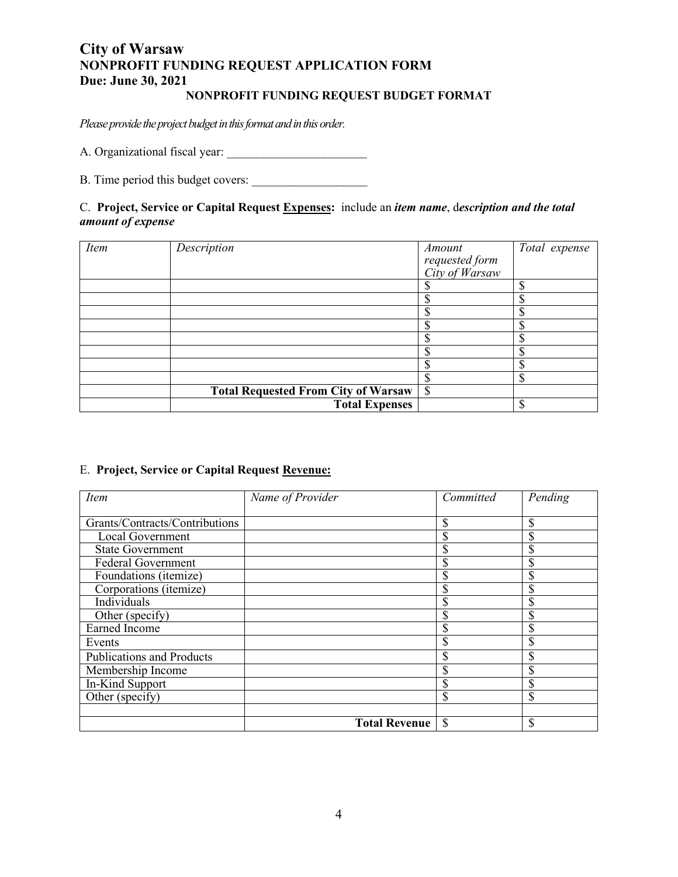# City of Warsaw
## NONPROFIT FUNDING REQUEST APPLICATION FORM
## Due: June 30, 2021

### NONPROFIT FUNDING REQUEST BUDGET FORMAT

*Please provide the project budget in this format and in this order.*

A. Organizational fiscal year: _______________________

B. Time period this budget covers: ___________________

C. **Project, Service or Capital Request Expenses:** include an ***item name***, ***description and the total amount of expense***

| *Item* | *Description* | *Amount requested form City of Warsaw* | *Total expense* |
|---|---|---|---|
| | | $ | $ |
| | | $ | $ |
| | | $ | $ |
| | | $ | $ |
| | | $ | $ |
| | | $ | $ |
| | | $ | $ |
| | | $ | $ |
| | **Total Requested From City of Warsaw** | $ | |
| | **Total Expenses** | | $ |

E. **Project, Service or Capital Request Revenue:**

| *Item* | *Name of Provider* | *Committed* | *Pending* |
|---|---|---|---|
| Grants/Contracts/Contributions | | $ | $ |
| Local Government | | $ | $ |
| State Government | | $ | $ |
| Federal Government | | $ | $ |
| Foundations (itemize) | | $ | $ |
| Corporations (itemize) | | $ | $ |
| Individuals | | $ | $ |
| Other (specify) | | $ | $ |
| Earned Income | | $ | $ |
| Events | | $ | $ |
| Publications and Products | | $ | $ |
| Membership Income | | $ | $ |
| In-Kind Support | | $ | $ |
| Other (specify) | | $ | $ |
| | | | |
| | **Total Revenue** | $ | $ |